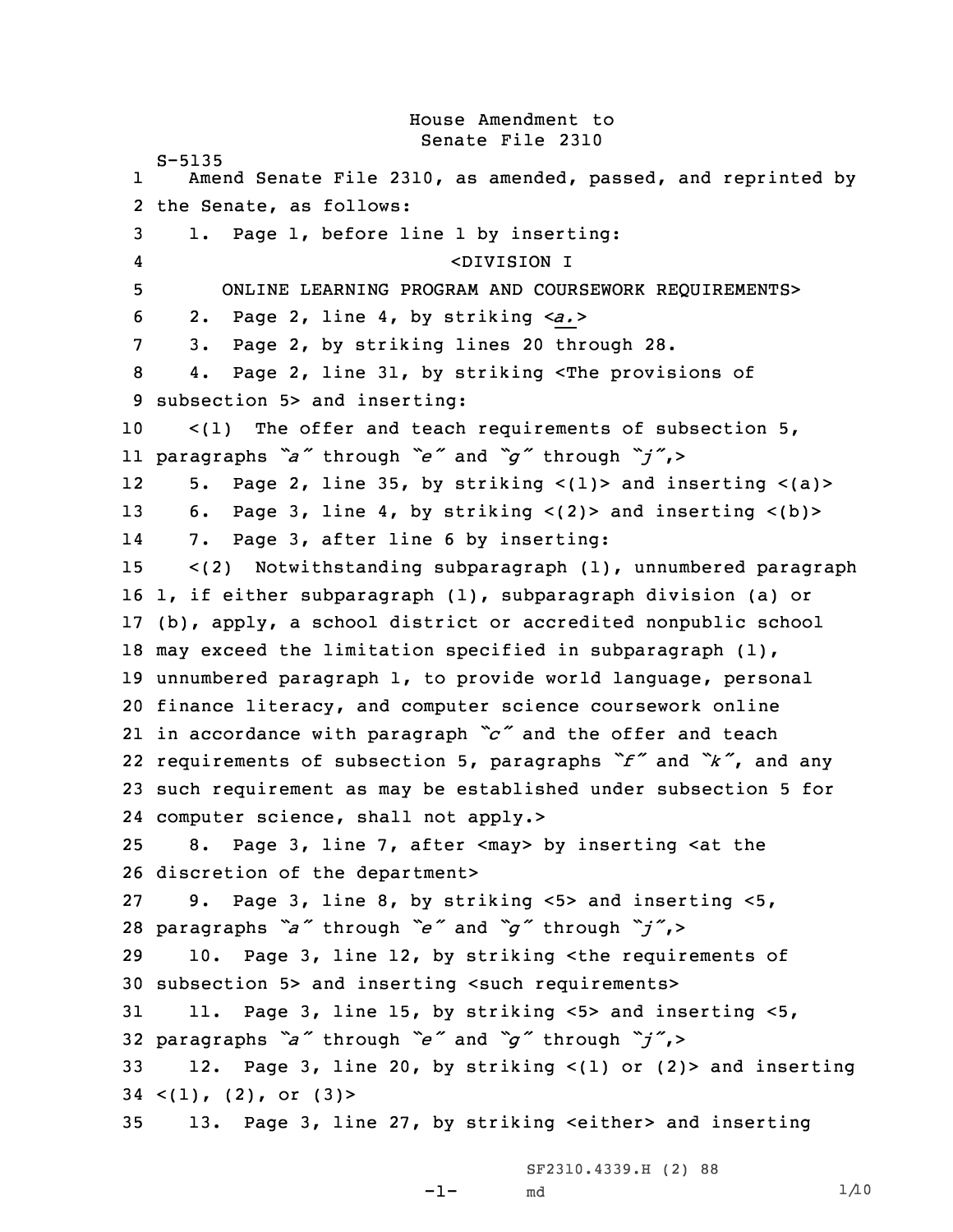House Amendment to
Senate File 2310

S-5135

1 Amend Senate File 2310, as amended, passed, and reprinted by
2 the Senate, as follows:
3 1. Page 1, before line 1 by inserting:
4 <DIVISION I
5 ONLINE LEARNING PROGRAM AND COURSEWORK REQUIREMENTS>
6 2. Page 2, line 4, by striking <*a.*>
7 3. Page 2, by striking lines 20 through 28.
8 4. Page 2, line 31, by striking <The provisions of
9 subsection 5> and inserting:
10 <(1) The offer and teach requirements of subsection 5,
11 paragraphs *"a"* through *"e"* and *"g"* through *"j"*,>
12 5. Page 2, line 35, by striking <(1)> and inserting <(a)>
13 6. Page 3, line 4, by striking <(2)> and inserting <(b)>
14 7. Page 3, after line 6 by inserting:
15 <(2) Notwithstanding subparagraph (1), unnumbered paragraph
16 1, if either subparagraph (1), subparagraph division (a) or
17 (b), apply, a school district or accredited nonpublic school
18 may exceed the limitation specified in subparagraph (1),
19 unnumbered paragraph 1, to provide world language, personal
20 finance literacy, and computer science coursework online
21 in accordance with paragraph *"c"* and the offer and teach
22 requirements of subsection 5, paragraphs *"f"* and *"k"*, and any
23 such requirement as may be established under subsection 5 for
24 computer science, shall not apply.>
25 8. Page 3, line 7, after <may> by inserting <at the
26 discretion of the department>
27 9. Page 3, line 8, by striking <5> and inserting <5,
28 paragraphs *"a"* through *"e"* and *"g"* through *"j"*,>
29 10. Page 3, line 12, by striking <the requirements of
30 subsection 5> and inserting <such requirements>
31 11. Page 3, line 15, by striking <5> and inserting <5,
32 paragraphs *"a"* through *"e"* and *"g"* through *"j"*,>
33 12. Page 3, line 20, by striking <(1) or (2)> and inserting
34 <(1), (2), or (3)>
35 13. Page 3, line 27, by striking <either> and inserting

SF2310.4339.H (2) 88
md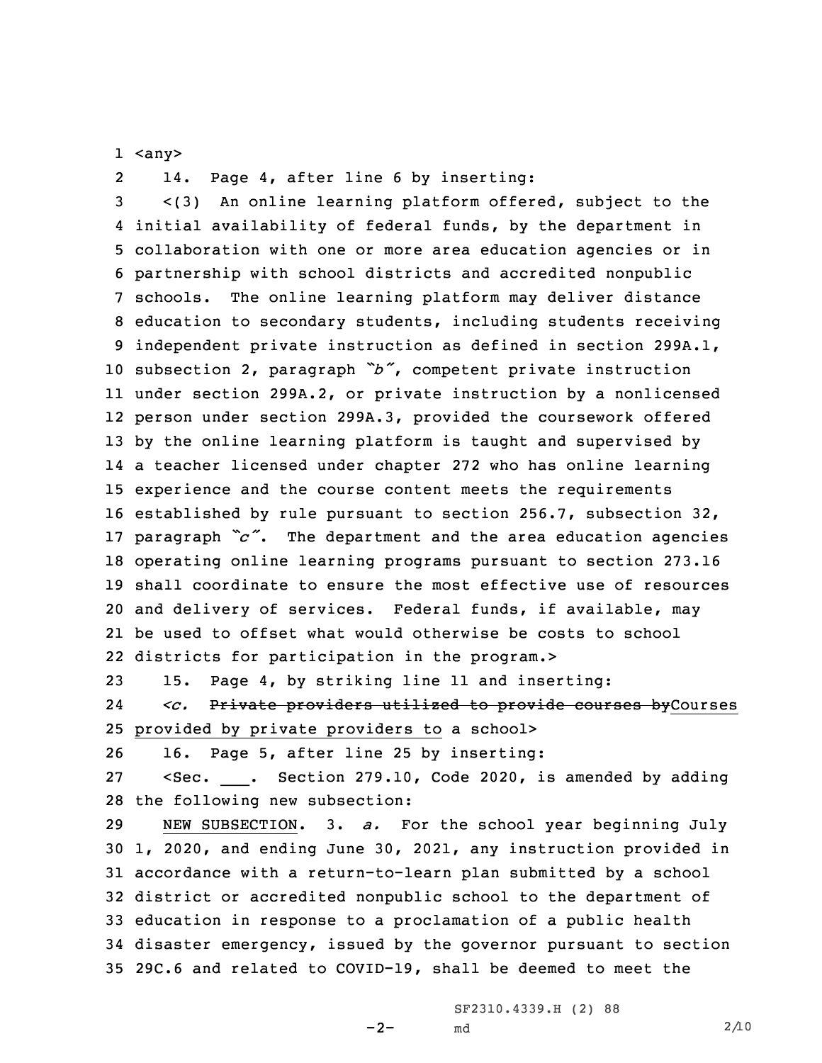1 <any>

2 14. Page 4, after line 6 by inserting:

3 <(3) An online learning platform offered, subject to the 4 initial availability of federal funds, by the department in 5 collaboration with one or more area education agencies or in 6 partnership with school districts and accredited nonpublic 7 schools. The online learning platform may deliver distance 8 education to secondary students, including students receiving 9 independent private instruction as defined in section 299A.1, 10 subsection 2, paragraph *"b"*, competent private instruction 11 under section 299A.2, or private instruction by a nonlicensed 12 person under section 299A.3, provided the coursework offered 13 by the online learning platform is taught and supervised by 14 a teacher licensed under chapter 272 who has online learning 15 experience and the course content meets the requirements 16 established by rule pursuant to section 256.7, subsection 32, 17 paragraph *"c"*. The department and the area education agencies 18 operating online learning programs pursuant to section 273.16 19 shall coordinate to ensure the most effective use of resources 20 and delivery of services. Federal funds, if available, may 21 be used to offset what would otherwise be costs to school 22 districts for participation in the program.>

23 15. Page 4, by striking line 11 and inserting:

24 <*c.* ~~Private providers utilized to provide courses by~~<ins>Courses</ins> 25 <ins>provided by private providers to</ins> a school>

26 16. Page 5, after line 25 by inserting:

27 <Sec. ___. Section 279.10, Code 2020, is amended by adding 28 the following new subsection:

29 <ins>NEW SUBSECTION</ins>. 3. *a.* For the school year beginning July 30 1, 2020, and ending June 30, 2021, any instruction provided in 31 accordance with a return-to-learn plan submitted by a school 32 district or accredited nonpublic school to the department of 33 education in response to a proclamation of a public health 34 disaster emergency, issued by the governor pursuant to section 35 29C.6 and related to COVID-19, shall be deemed to meet the

SF2310.4339.H (2) 88

md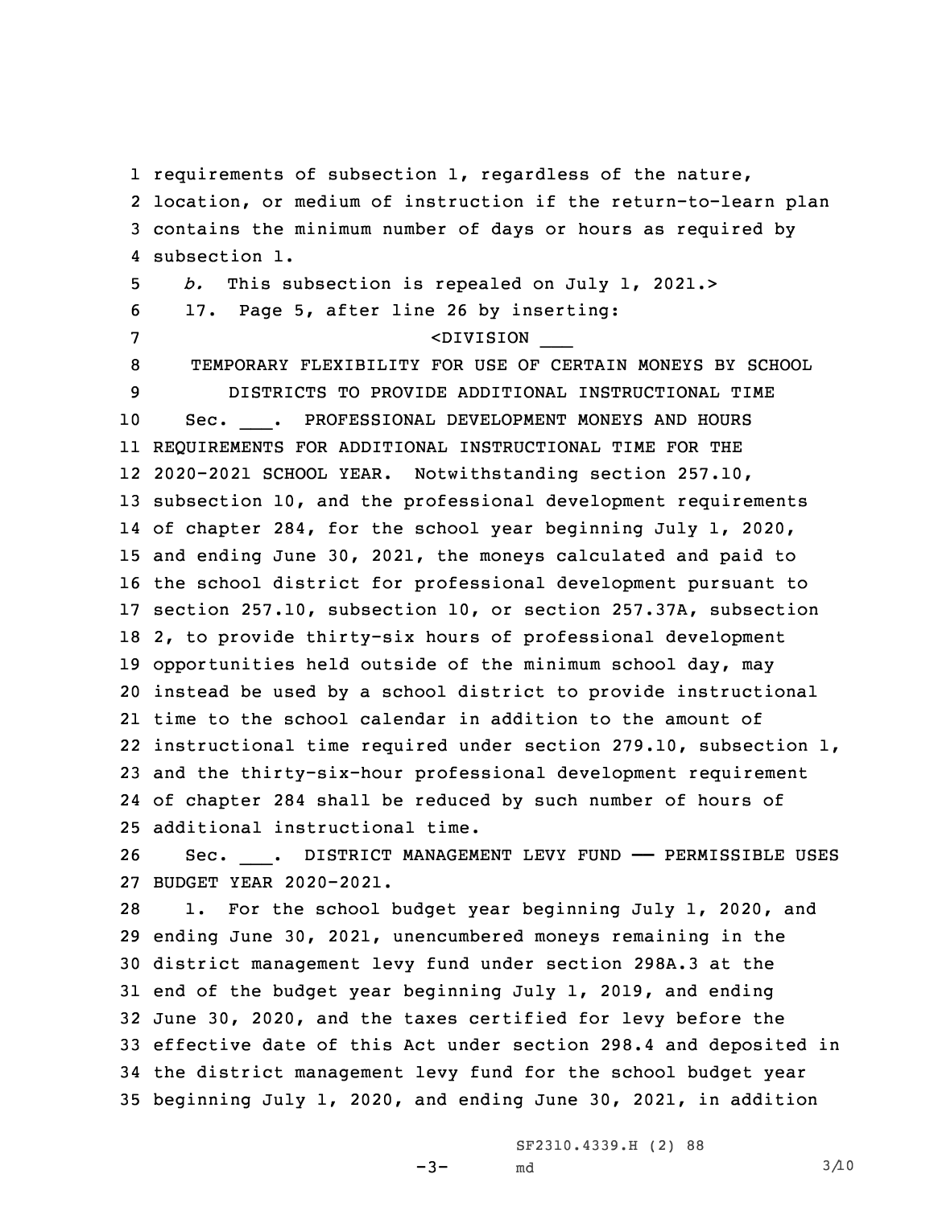requirements of subsection 1, regardless of the nature, location, or medium of instruction if the return-to-learn plan contains the minimum number of days or hours as required by subsection 1.

*b.* This subsection is repealed on July 1, 2021.>

17. Page 5, after line 26 by inserting:

<DIVISION ___

TEMPORARY FLEXIBILITY FOR USE OF CERTAIN MONEYS BY SCHOOL DISTRICTS TO PROVIDE ADDITIONAL INSTRUCTIONAL TIME

Sec. ___. PROFESSIONAL DEVELOPMENT MONEYS AND HOURS REQUIREMENTS FOR ADDITIONAL INSTRUCTIONAL TIME FOR THE 2020-2021 SCHOOL YEAR. Notwithstanding section 257.10, subsection 10, and the professional development requirements of chapter 284, for the school year beginning July 1, 2020, and ending June 30, 2021, the moneys calculated and paid to the school district for professional development pursuant to section 257.10, subsection 10, or section 257.37A, subsection 2, to provide thirty-six hours of professional development opportunities held outside of the minimum school day, may instead be used by a school district to provide instructional time to the school calendar in addition to the amount of instructional time required under section 279.10, subsection 1, and the thirty-six-hour professional development requirement of chapter 284 shall be reduced by such number of hours of additional instructional time.

Sec. ___. DISTRICT MANAGEMENT LEVY FUND —— PERMISSIBLE USES BUDGET YEAR 2020-2021.

1. For the school budget year beginning July 1, 2020, and ending June 30, 2021, unencumbered moneys remaining in the district management levy fund under section 298A.3 at the end of the budget year beginning July 1, 2019, and ending June 30, 2020, and the taxes certified for levy before the effective date of this Act under section 298.4 and deposited in the district management levy fund for the school budget year beginning July 1, 2020, and ending June 30, 2021, in addition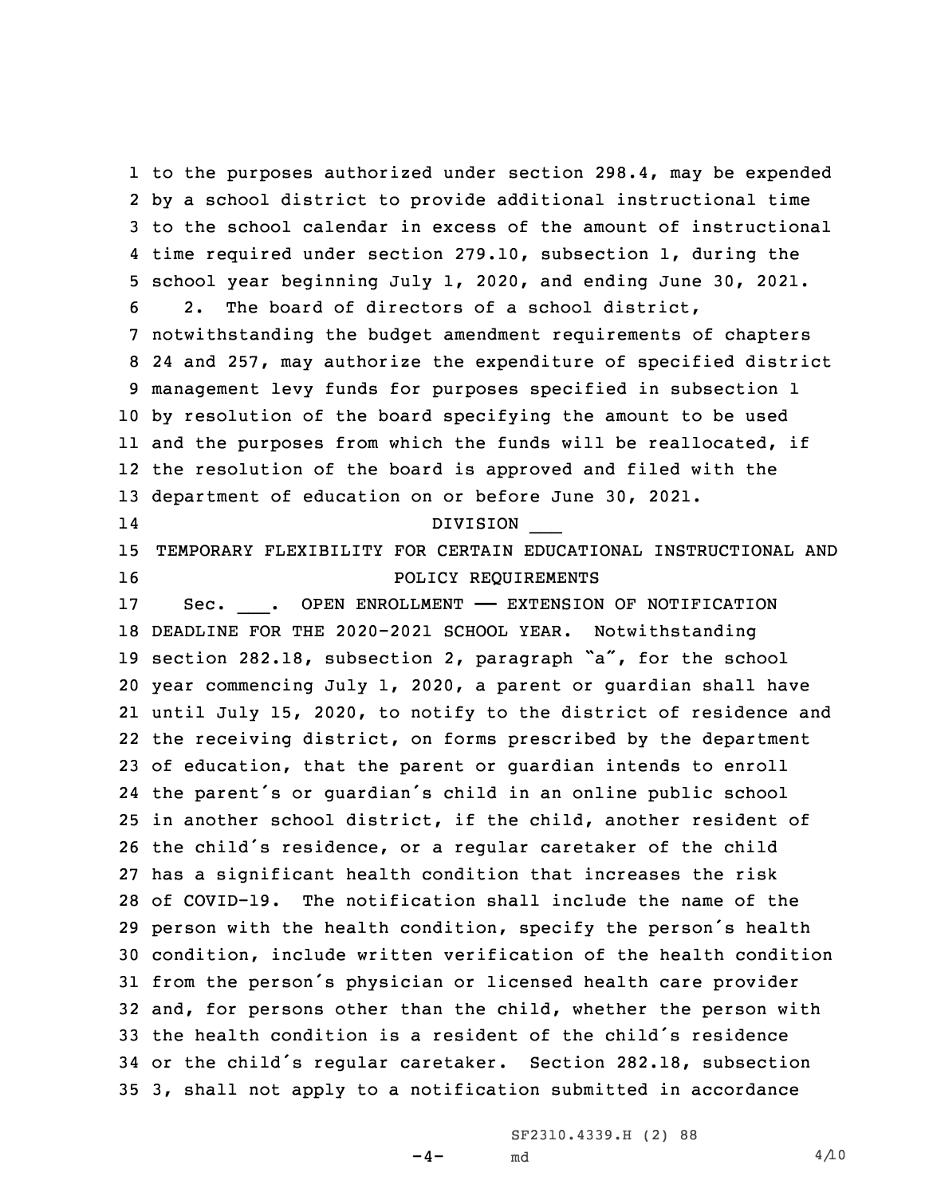to the purposes authorized under section 298.4, may be expended by a school district to provide additional instructional time to the school calendar in excess of the amount of instructional time required under section 279.10, subsection 1, during the school year beginning July 1, 2020, and ending June 30, 2021.

2. The board of directors of a school district, notwithstanding the budget amendment requirements of chapters 24 and 257, may authorize the expenditure of specified district management levy funds for purposes specified in subsection 1 by resolution of the board specifying the amount to be used and the purposes from which the funds will be reallocated, if the resolution of the board is approved and filed with the department of education on or before June 30, 2021.

DIVISION ___

TEMPORARY FLEXIBILITY FOR CERTAIN EDUCATIONAL INSTRUCTIONAL AND POLICY REQUIREMENTS

Sec. ___. OPEN ENROLLMENT —— EXTENSION OF NOTIFICATION DEADLINE FOR THE 2020-2021 SCHOOL YEAR. Notwithstanding section 282.18, subsection 2, paragraph "a", for the school year commencing July 1, 2020, a parent or guardian shall have until July 15, 2020, to notify to the district of residence and the receiving district, on forms prescribed by the department of education, that the parent or guardian intends to enroll the parent's or guardian's child in an online public school in another school district, if the child, another resident of the child's residence, or a regular caretaker of the child has a significant health condition that increases the risk of COVID-19. The notification shall include the name of the person with the health condition, specify the person's health condition, include written verification of the health condition from the person's physician or licensed health care provider and, for persons other than the child, whether the person with the health condition is a resident of the child's residence or the child's regular caretaker. Section 282.18, subsection 3, shall not apply to a notification submitted in accordance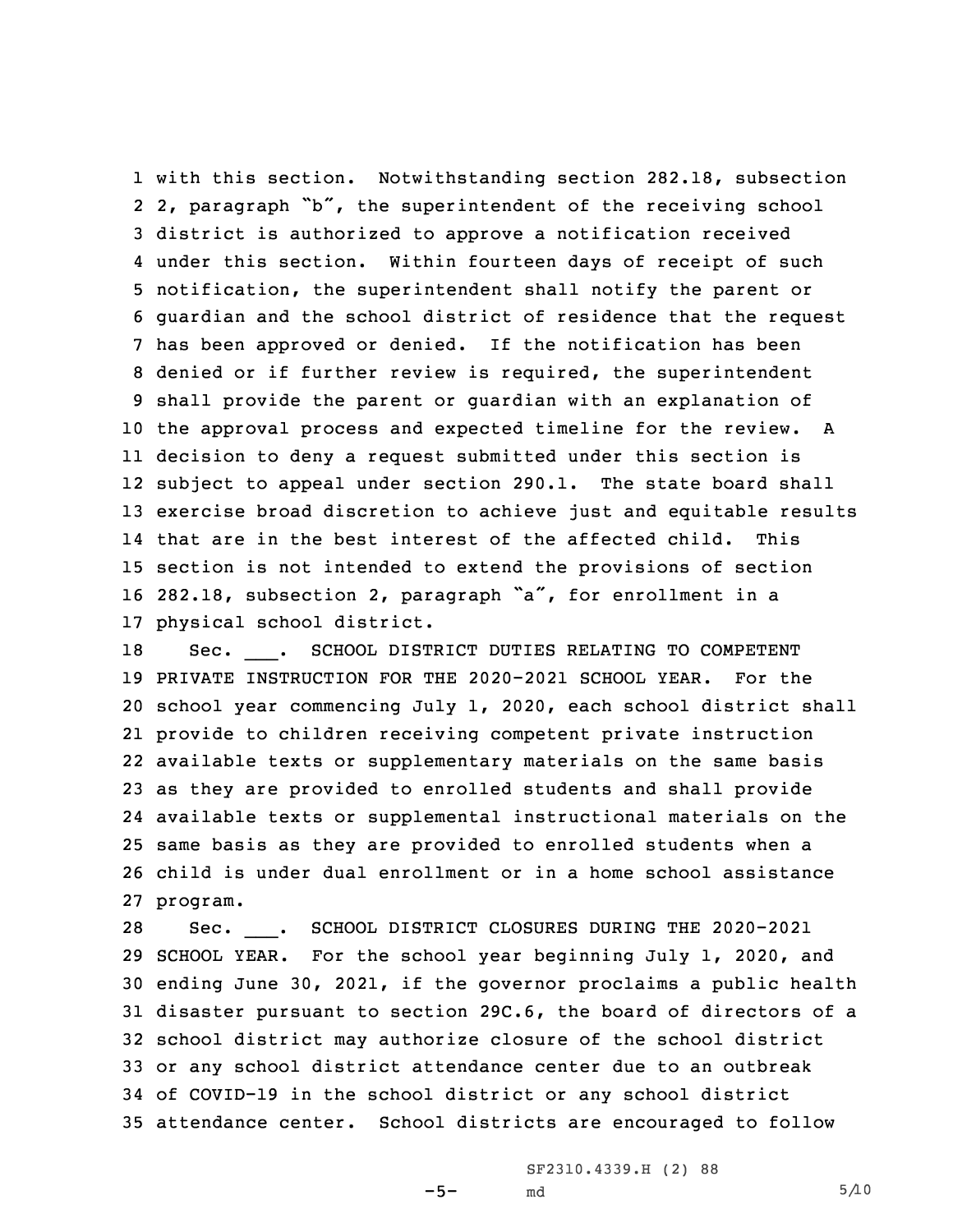with this section. Notwithstanding section 282.18, subsection 2, paragraph "b", the superintendent of the receiving school district is authorized to approve a notification received under this section. Within fourteen days of receipt of such notification, the superintendent shall notify the parent or guardian and the school district of residence that the request has been approved or denied. If the notification has been denied or if further review is required, the superintendent shall provide the parent or guardian with an explanation of the approval process and expected timeline for the review. A decision to deny a request submitted under this section is subject to appeal under section 290.1. The state board shall exercise broad discretion to achieve just and equitable results that are in the best interest of the affected child. This section is not intended to extend the provisions of section 282.18, subsection 2, paragraph "a", for enrollment in a physical school district.

Sec. ___. SCHOOL DISTRICT DUTIES RELATING TO COMPETENT PRIVATE INSTRUCTION FOR THE 2020-2021 SCHOOL YEAR. For the school year commencing July 1, 2020, each school district shall provide to children receiving competent private instruction available texts or supplementary materials on the same basis as they are provided to enrolled students and shall provide available texts or supplemental instructional materials on the same basis as they are provided to enrolled students when a child is under dual enrollment or in a home school assistance program.

Sec. ___. SCHOOL DISTRICT CLOSURES DURING THE 2020-2021 SCHOOL YEAR. For the school year beginning July 1, 2020, and ending June 30, 2021, if the governor proclaims a public health disaster pursuant to section 29C.6, the board of directors of a school district may authorize closure of the school district or any school district attendance center due to an outbreak of COVID-19 in the school district or any school district attendance center. School districts are encouraged to follow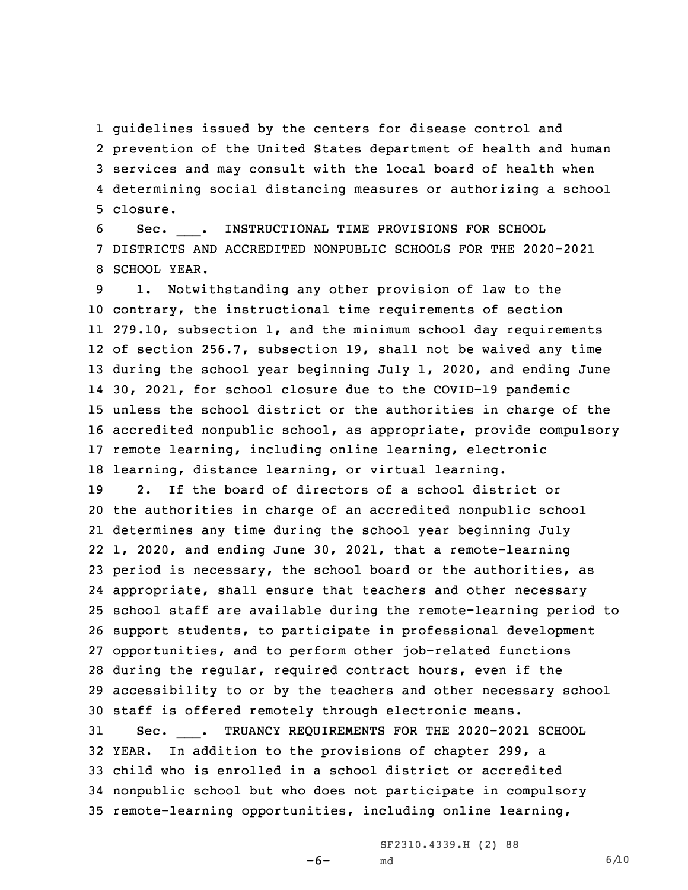guidelines issued by the centers for disease control and prevention of the United States department of health and human services and may consult with the local board of health when determining social distancing measures or authorizing a school closure.

Sec. ___. INSTRUCTIONAL TIME PROVISIONS FOR SCHOOL DISTRICTS AND ACCREDITED NONPUBLIC SCHOOLS FOR THE 2020-2021 SCHOOL YEAR.

1. Notwithstanding any other provision of law to the contrary, the instructional time requirements of section 279.10, subsection 1, and the minimum school day requirements of section 256.7, subsection 19, shall not be waived any time during the school year beginning July 1, 2020, and ending June 30, 2021, for school closure due to the COVID-19 pandemic unless the school district or the authorities in charge of the accredited nonpublic school, as appropriate, provide compulsory remote learning, including online learning, electronic learning, distance learning, or virtual learning.

2. If the board of directors of a school district or the authorities in charge of an accredited nonpublic school determines any time during the school year beginning July 1, 2020, and ending June 30, 2021, that a remote-learning period is necessary, the school board or the authorities, as appropriate, shall ensure that teachers and other necessary school staff are available during the remote-learning period to support students, to participate in professional development opportunities, and to perform other job-related functions during the regular, required contract hours, even if the accessibility to or by the teachers and other necessary school staff is offered remotely through electronic means.

Sec. ___. TRUANCY REQUIREMENTS FOR THE 2020-2021 SCHOOL YEAR. In addition to the provisions of chapter 299, a child who is enrolled in a school district or accredited nonpublic school but who does not participate in compulsory remote-learning opportunities, including online learning,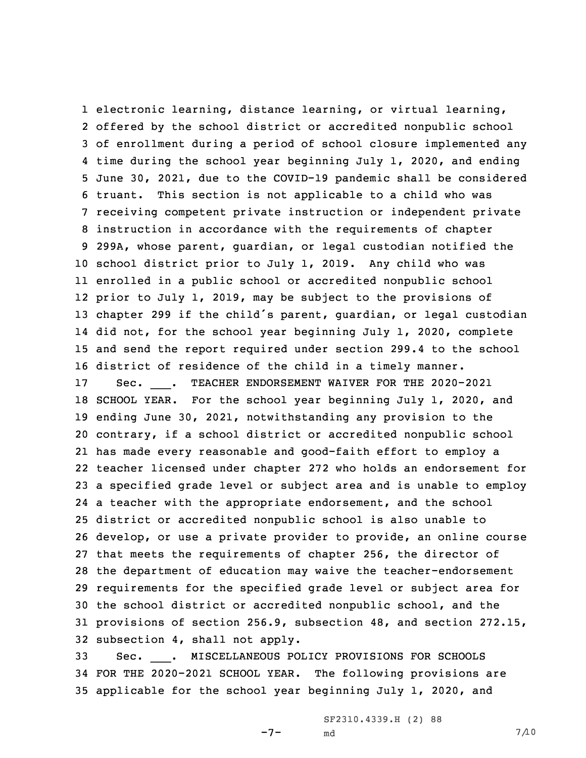electronic learning, distance learning, or virtual learning, offered by the school district or accredited nonpublic school of enrollment during a period of school closure implemented any time during the school year beginning July 1, 2020, and ending June 30, 2021, due to the COVID-19 pandemic shall be considered truant. This section is not applicable to a child who was receiving competent private instruction or independent private instruction in accordance with the requirements of chapter 299A, whose parent, guardian, or legal custodian notified the school district prior to July 1, 2019. Any child who was enrolled in a public school or accredited nonpublic school prior to July 1, 2019, may be subject to the provisions of chapter 299 if the child's parent, guardian, or legal custodian did not, for the school year beginning July 1, 2020, complete and send the report required under section 299.4 to the school district of residence of the child in a timely manner.

Sec. ___. TEACHER ENDORSEMENT WAIVER FOR THE 2020-2021 SCHOOL YEAR. For the school year beginning July 1, 2020, and ending June 30, 2021, notwithstanding any provision to the contrary, if a school district or accredited nonpublic school has made every reasonable and good-faith effort to employ a teacher licensed under chapter 272 who holds an endorsement for a specified grade level or subject area and is unable to employ a teacher with the appropriate endorsement, and the school district or accredited nonpublic school is also unable to develop, or use a private provider to provide, an online course that meets the requirements of chapter 256, the director of the department of education may waive the teacher-endorsement requirements for the specified grade level or subject area for the school district or accredited nonpublic school, and the provisions of section 256.9, subsection 48, and section 272.15, subsection 4, shall not apply.

Sec. ___. MISCELLANEOUS POLICY PROVISIONS FOR SCHOOLS FOR THE 2020-2021 SCHOOL YEAR. The following provisions are applicable for the school year beginning July 1, 2020, and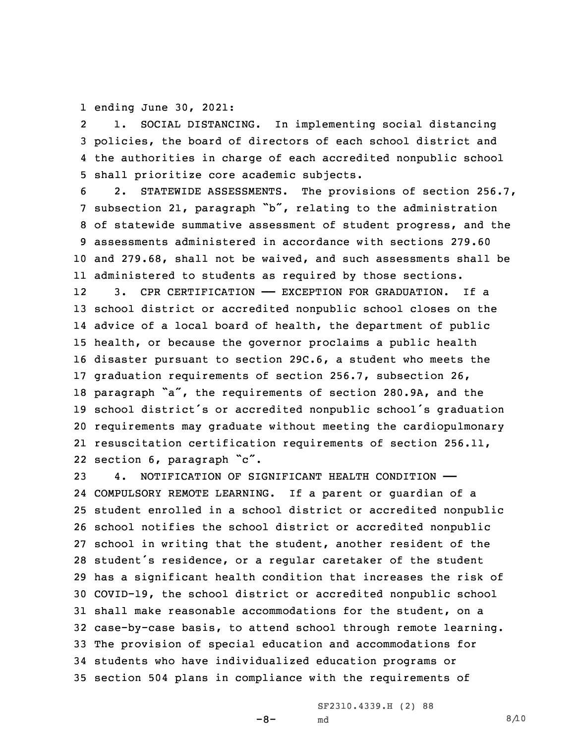ending June 30, 2021:

1. SOCIAL DISTANCING. In implementing social distancing policies, the board of directors of each school district and the authorities in charge of each accredited nonpublic school shall prioritize core academic subjects.

2. STATEWIDE ASSESSMENTS. The provisions of section 256.7, subsection 21, paragraph "b", relating to the administration of statewide summative assessment of student progress, and the assessments administered in accordance with sections 279.60 and 279.68, shall not be waived, and such assessments shall be administered to students as required by those sections.

3. CPR CERTIFICATION —— EXCEPTION FOR GRADUATION. If a school district or accredited nonpublic school closes on the advice of a local board of health, the department of public health, or because the governor proclaims a public health disaster pursuant to section 29C.6, a student who meets the graduation requirements of section 256.7, subsection 26, paragraph "a", the requirements of section 280.9A, and the school district's or accredited nonpublic school's graduation requirements may graduate without meeting the cardiopulmonary resuscitation certification requirements of section 256.11, section 6, paragraph "c".

4. NOTIFICATION OF SIGNIFICANT HEALTH CONDITION —— COMPULSORY REMOTE LEARNING. If a parent or guardian of a student enrolled in a school district or accredited nonpublic school notifies the school district or accredited nonpublic school in writing that the student, another resident of the student's residence, or a regular caretaker of the student has a significant health condition that increases the risk of COVID-19, the school district or accredited nonpublic school shall make reasonable accommodations for the student, on a case-by-case basis, to attend school through remote learning. The provision of special education and accommodations for students who have individualized education programs or section 504 plans in compliance with the requirements of

SF2310.4339.H (2) 88

md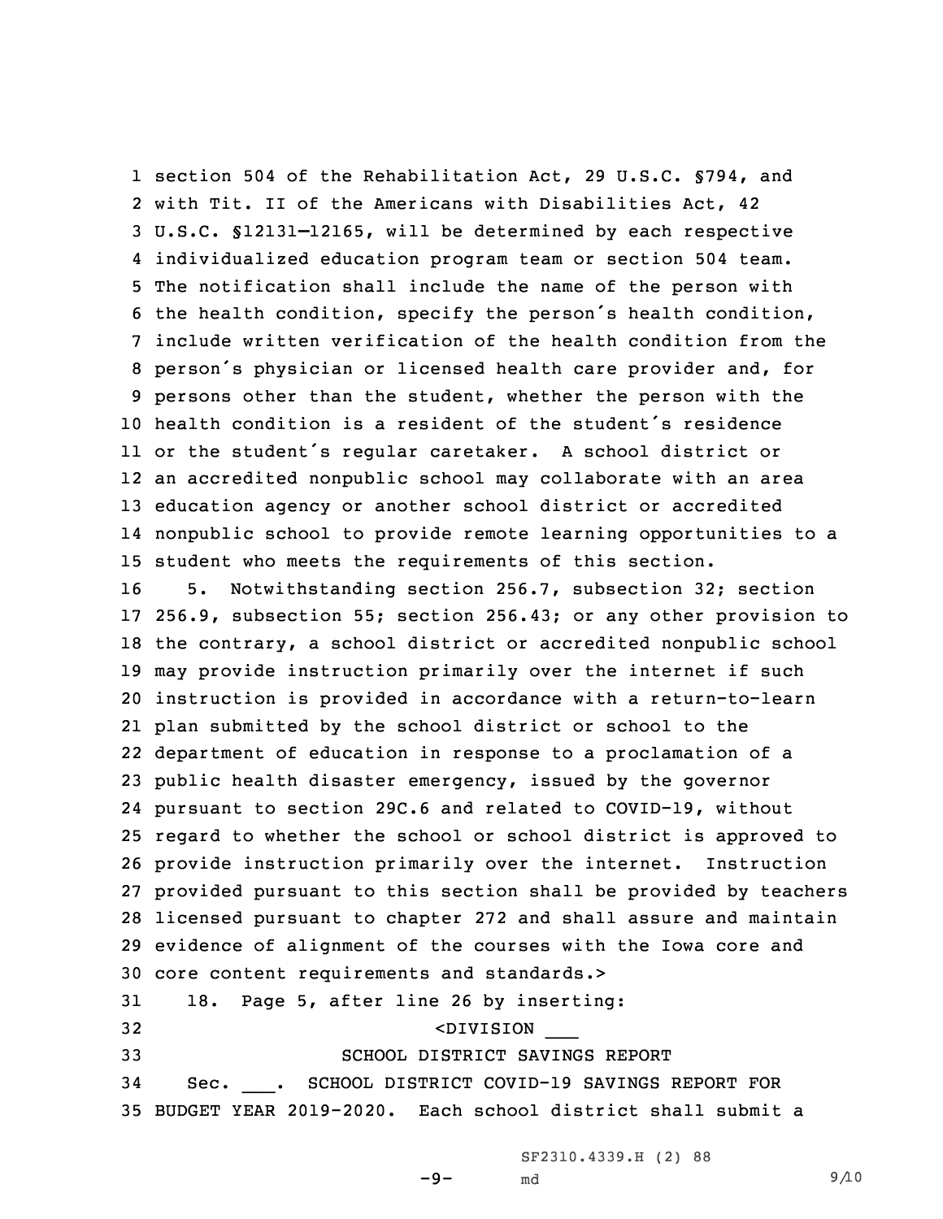section 504 of the Rehabilitation Act, 29 U.S.C. §794, and with Tit. II of the Americans with Disabilities Act, 42 U.S.C. §12131—12165, will be determined by each respective individualized education program team or section 504 team. The notification shall include the name of the person with the health condition, specify the person's health condition, include written verification of the health condition from the person's physician or licensed health care provider and, for persons other than the student, whether the person with the health condition is a resident of the student's residence or the student's regular caretaker. A school district or an accredited nonpublic school may collaborate with an area education agency or another school district or accredited nonpublic school to provide remote learning opportunities to a student who meets the requirements of this section.

5. Notwithstanding section 256.7, subsection 32; section 256.9, subsection 55; section 256.43; or any other provision to the contrary, a school district or accredited nonpublic school may provide instruction primarily over the internet if such instruction is provided in accordance with a return-to-learn plan submitted by the school district or school to the department of education in response to a proclamation of a public health disaster emergency, issued by the governor pursuant to section 29C.6 and related to COVID-19, without regard to whether the school or school district is approved to provide instruction primarily over the internet. Instruction provided pursuant to this section shall be provided by teachers licensed pursuant to chapter 272 and shall assure and maintain evidence of alignment of the courses with the Iowa core and core content requirements and standards.>

18. Page 5, after line 26 by inserting:

<DIVISION ___

SCHOOL DISTRICT SAVINGS REPORT

Sec. ___. SCHOOL DISTRICT COVID-19 SAVINGS REPORT FOR BUDGET YEAR 2019-2020. Each school district shall submit a

SF2310.4339.H (2) 88

md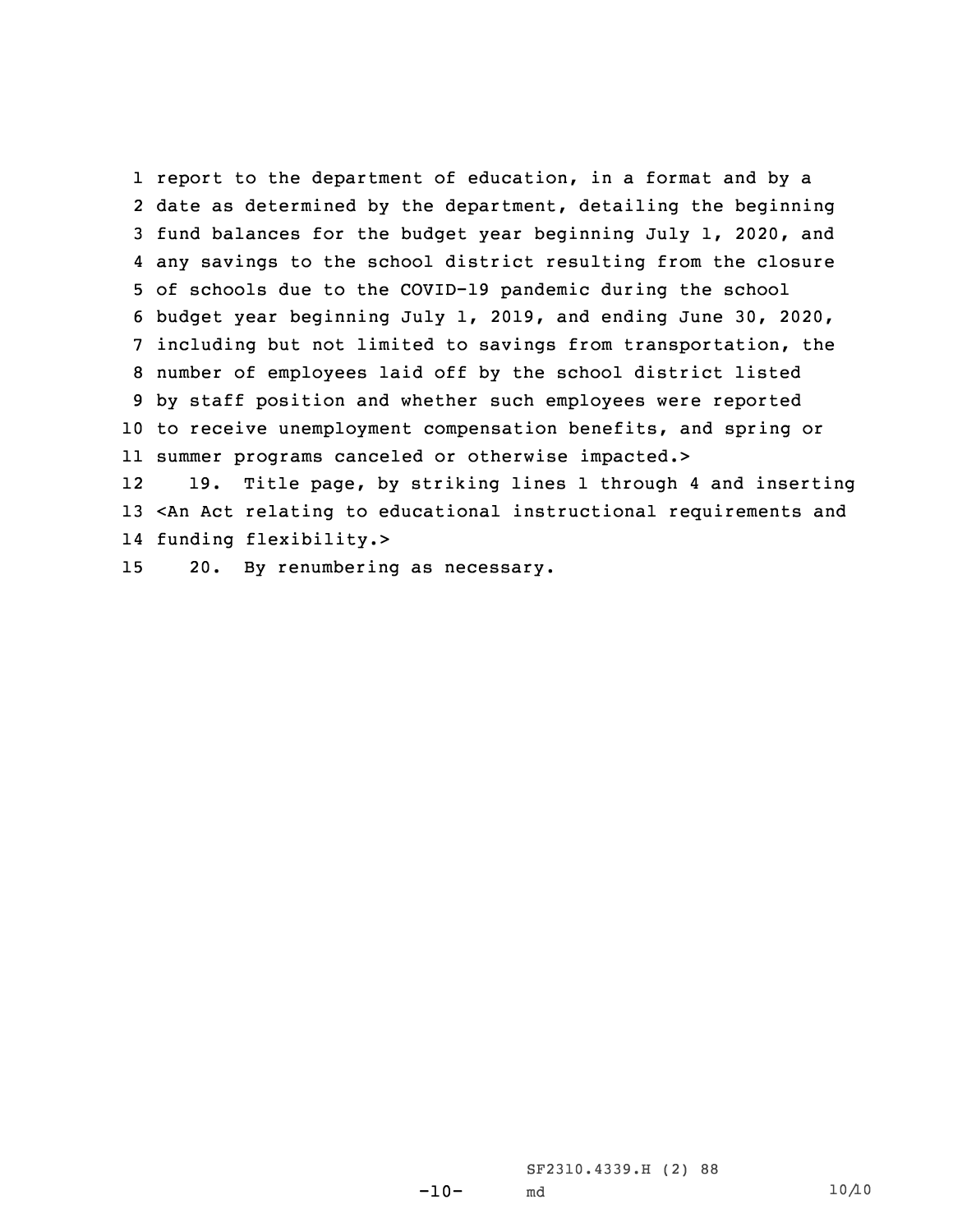report to the department of education, in a format and by a date as determined by the department, detailing the beginning fund balances for the budget year beginning July 1, 2020, and any savings to the school district resulting from the closure of schools due to the COVID-19 pandemic during the school budget year beginning July 1, 2019, and ending June 30, 2020, including but not limited to savings from transportation, the number of employees laid off by the school district listed by staff position and whether such employees were reported to receive unemployment compensation benefits, and spring or summer programs canceled or otherwise impacted.>

19. Title page, by striking lines 1 through 4 and inserting <An Act relating to educational instructional requirements and funding flexibility.>

20. By renumbering as necessary.

SF2310.4339.H (2) 88

md